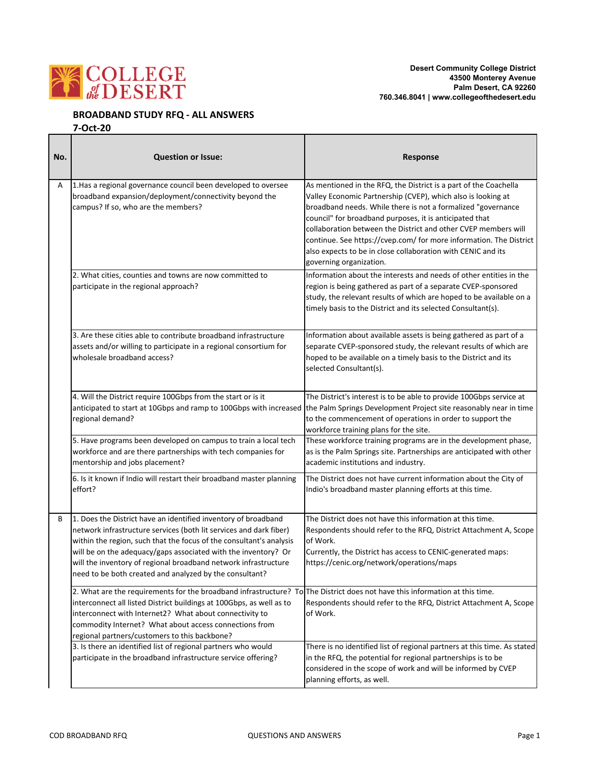**Desert Community College District**
**43500 Monterey Avenue**
**Palm Desert, CA 92260**
**760.346.8041 | www.collegeofthedesert.edu**

## BROADBAND STUDY RFQ - ALL ANSWERS

**7-Oct-20**

| No. | Question or Issue: | Response |
|---|---|---|
| A | 1.Has a regional governance council been developed to oversee broadband expansion/deployment/connectivity beyond the campus? If so, who are the members? | As mentioned in the RFQ, the District is a part of the Coachella Valley Economic Partnership (CVEP), which also is looking at broadband needs. While there is not a formalized "governance council" for broadband purposes, it is anticipated that collaboration between the District and other CVEP members will continue. See https://cvep.com/ for more information. The District also expects to be in close collaboration with CENIC and its governing organization. |
| | 2. What cities, counties and towns are now committed to participate in the regional approach? | Information about the interests and needs of other entities in the region is being gathered as part of a separate CVEP-sponsored study, the relevant results of which are hoped to be available on a timely basis to the District and its selected Consultant(s). |
| | 3. Are these cities able to contribute broadband infrastructure assets and/or willing to participate in a regional consortium for wholesale broadband access? | Information about available assets is being gathered as part of a separate CVEP-sponsored study, the relevant results of which are hoped to be available on a timely basis to the District and its selected Consultant(s). |
| | 4. Will the District require 100Gbps from the start or is it anticipated to start at 10Gbps and ramp to 100Gbps with increased regional demand? | The District's interest is to be able to provide 100Gbps service at the Palm Springs Development Project site reasonably near in time to the commencement of operations in order to support the workforce training plans for the site. |
| | 5. Have programs been developed on campus to train a local tech workforce and are there partnerships with tech companies for mentorship and jobs placement? | These workforce training programs are in the development phase, as is the Palm Springs site. Partnerships are anticipated with other academic institutions and industry. |
| | 6. Is it known if Indio will restart their broadband master planning effort? | The District does not have current information about the City of Indio's broadband master planning efforts at this time. |
| B | 1. Does the District have an identified inventory of broadband network infrastructure services (both lit services and dark fiber) within the region, such that the focus of the consultant's analysis will be on the adequacy/gaps associated with the inventory? Or will the inventory of regional broadband network infrastructure need to be both created and analyzed by the consultant? | The District does not have this information at this time. Respondents should refer to the RFQ, District Attachment A, Scope of Work. Currently, the District has access to CENIC-generated maps: https://cenic.org/network/operations/maps |
| | 2. What are the requirements for the broadband infrastructure? To interconnect all listed District buildings at 100Gbps, as well as to interconnect with Internet2? What about connectivity to commodity Internet? What about access connections from regional partners/customers to this backbone? | The District does not have this information at this time. Respondents should refer to the RFQ, District Attachment A, Scope of Work. |
| | 3. Is there an identified list of regional partners who would participate in the broadband infrastructure service offering? | There is no identified list of regional partners at this time. As stated in the RFQ, the potential for regional partnerships is to be considered in the scope of work and will be informed by CVEP planning efforts, as well. |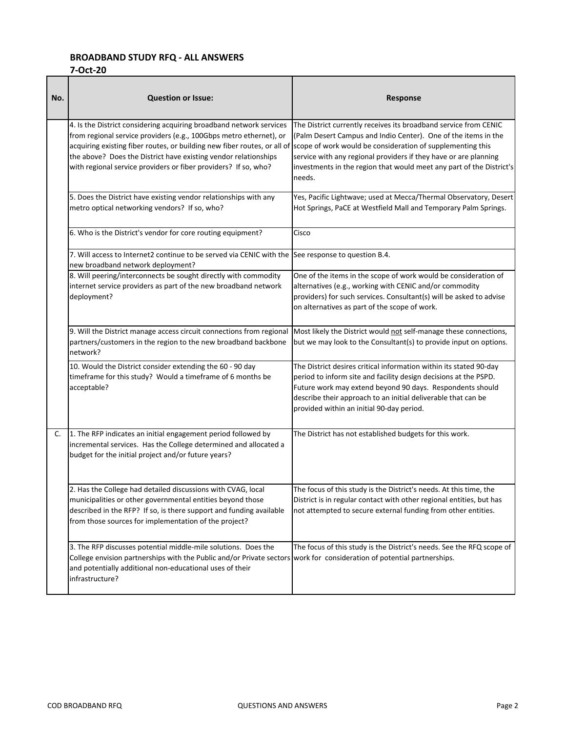### BROADBAND STUDY RFQ - ALL ANSWERS

**7-Oct-20**

| No. | Question or Issue: | Response |
|---|---|---|
| | 4. Is the District considering acquiring broadband network services from regional service providers (e.g., 100Gbps metro ethernet), or acquiring existing fiber routes, or building new fiber routes, or all of the above? Does the District have existing vendor relationships with regional service providers or fiber providers? If so, who? | The District currently receives its broadband service from CENIC (Palm Desert Campus and Indio Center). One of the items in the scope of work would be consideration of supplementing this service with any regional providers if they have or are planning investments in the region that would meet any part of the District's needs. |
| | 5. Does the District have existing vendor relationships with any metro optical networking vendors? If so, who? | Yes, Pacific Lightwave; used at Mecca/Thermal Observatory, Desert Hot Springs, PaCE at Westfield Mall and Temporary Palm Springs. |
| | 6. Who is the District's vendor for core routing equipment? | Cisco |
| | 7. Will access to Internet2 continue to be served via CENIC with the new broadband network deployment? | See response to question B.4. |
| | 8. Will peering/interconnects be sought directly with commodity internet service providers as part of the new broadband network deployment? | One of the items in the scope of work would be consideration of alternatives (e.g., working with CENIC and/or commodity providers) for such services. Consultant(s) will be asked to advise on alternatives as part of the scope of work. |
| | 9. Will the District manage access circuit connections from regional partners/customers in the region to the new broadband backbone network? | Most likely the District would <u>not</u> self-manage these connections, but we may look to the Consultant(s) to provide input on options. |
| | 10. Would the District consider extending the 60 - 90 day timeframe for this study? Would a timeframe of 6 months be acceptable? | The District desires critical information within its stated 90-day period to inform site and facility design decisions at the PSPD. Future work may extend beyond 90 days. Respondents should describe their approach to an initial deliverable that can be provided within an initial 90-day period. |
| C. | 1. The RFP indicates an initial engagement period followed by incremental services. Has the College determined and allocated a budget for the initial project and/or future years? | The District has not established budgets for this work. |
| | 2. Has the College had detailed discussions with CVAG, local municipalities or other governmental entities beyond those described in the RFP? If so, is there support and funding available from those sources for implementation of the project? | The focus of this study is the District's needs. At this time, the District is in regular contact with other regional entities, but has not attempted to secure external funding from other entities. |
| | 3. The RFP discusses potential middle-mile solutions. Does the College envision partnerships with the Public and/or Private sectors and potentially additional non-educational uses of their infrastructure? | The focus of this study is the District's needs. See the RFQ scope of work for consideration of potential partnerships. |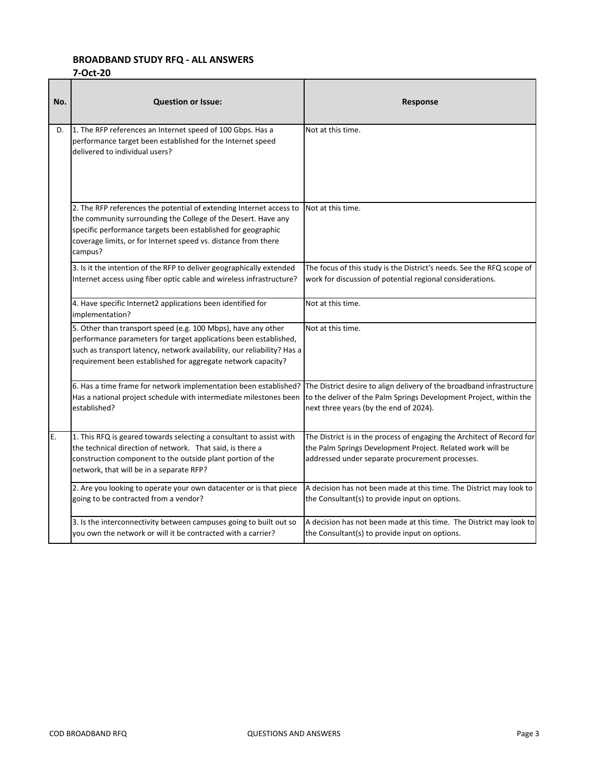**BROADBAND STUDY RFQ - ALL ANSWERS**

**7-Oct-20**

| No. | Question or Issue: | Response |
|---|---|---|
| D. | 1. The RFP references an Internet speed of 100 Gbps. Has a performance target been established for the Internet speed delivered to individual users? | Not at this time. |
| | 2. The RFP references the potential of extending Internet access to the community surrounding the College of the Desert. Have any specific performance targets been established for geographic coverage limits, or for Internet speed vs. distance from there campus? | Not at this time. |
| | 3. Is it the intention of the RFP to deliver geographically extended Internet access using fiber optic cable and wireless infrastructure? | The focus of this study is the District's needs. See the RFQ scope of work for discussion of potential regional considerations. |
| | 4. Have specific Internet2 applications been identified for implementation? | Not at this time. |
| | 5. Other than transport speed (e.g. 100 Mbps), have any other performance parameters for target applications been established, such as transport latency, network availability, our reliability? Has a requirement been established for aggregate network capacity? | Not at this time. |
| | 6. Has a time frame for network implementation been established? Has a national project schedule with intermediate milestones been established? | The District desire to align delivery of the broadband infrastructure to the deliver of the Palm Springs Development Project, within the next three years (by the end of 2024). |
| E. | 1. This RFQ is geared towards selecting a consultant to assist with the technical direction of network. That said, is there a construction component to the outside plant portion of the network, that will be in a separate RFP? | The District is in the process of engaging the Architect of Record for the Palm Springs Development Project. Related work will be addressed under separate procurement processes. |
| | 2. Are you looking to operate your own datacenter or is that piece going to be contracted from a vendor? | A decision has not been made at this time. The District may look to the Consultant(s) to provide input on options. |
| | 3. Is the interconnectivity between campuses going to built out so you own the network or will it be contracted with a carrier? | A decision has not been made at this time. The District may look to the Consultant(s) to provide input on options. |